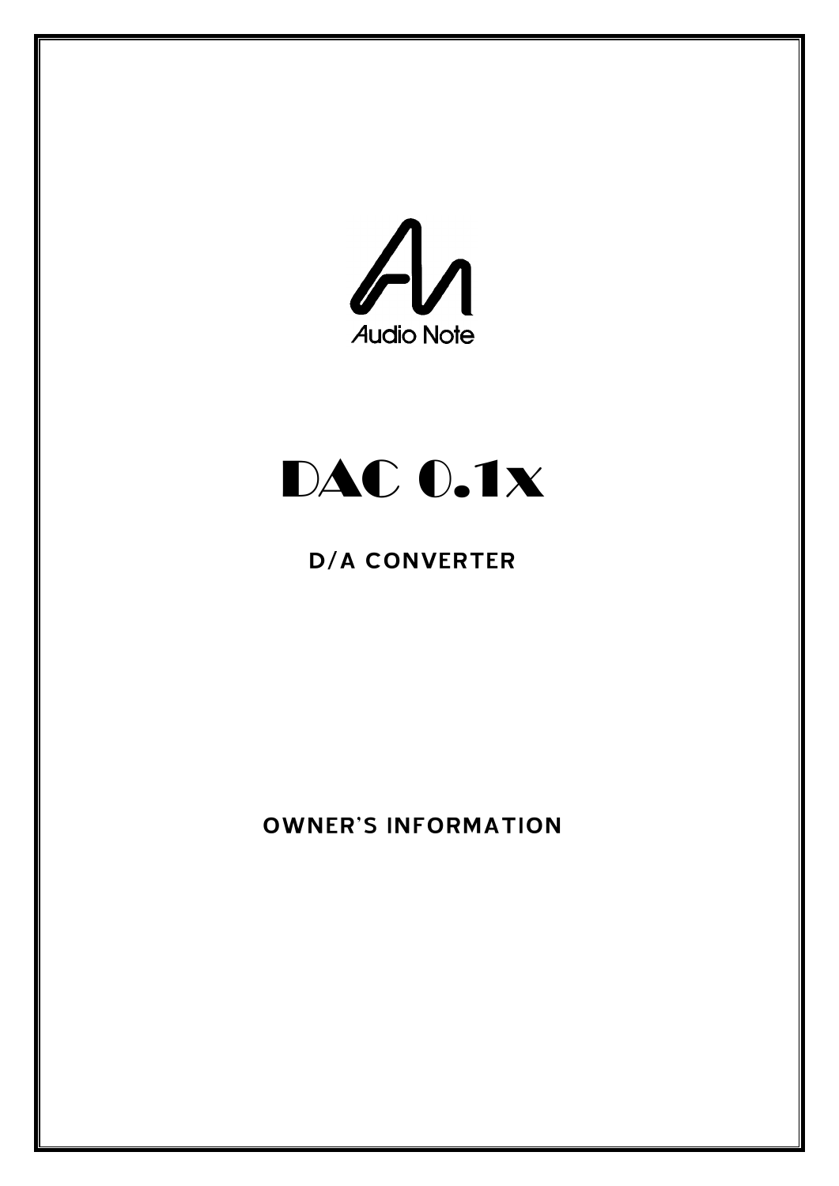Audio Note

# DAC 0.1x

## D/A CONVERTER

## OWNER'S INFORMATION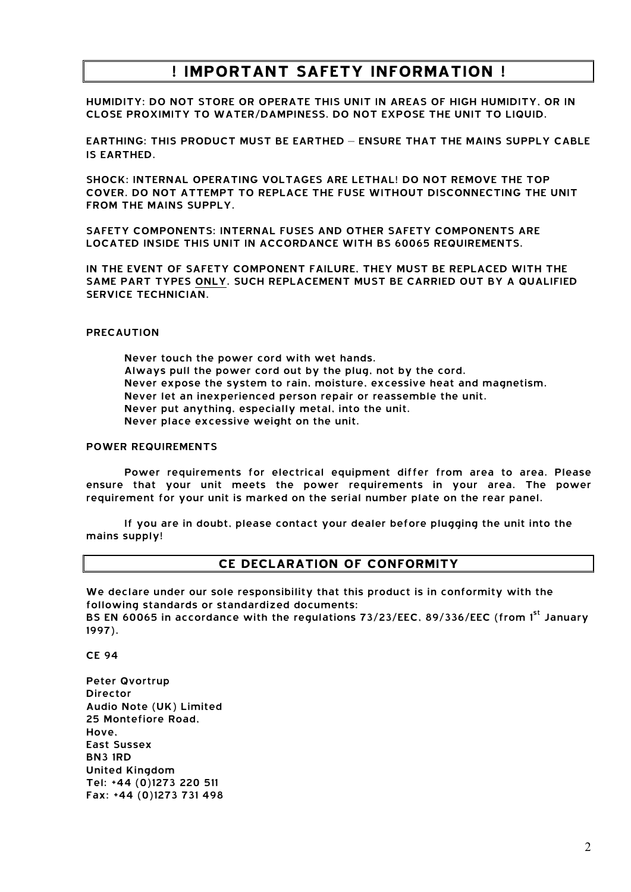# ! IMPORTANT SAFETY INFORMATION !

**HUMIDITY: DO NOT STORE OR OPERATE THIS UNIT IN AREAS OF HIGH HUMIDITY, OR IN CLOSE PROXIMITY TO WATER/DAMPINESS. DO NOT EXPOSE THE UNIT TO LIQUID.**

**EARTHING: THIS PRODUCT MUST BE EARTHED – ENSURE THAT THE MAINS SUPPLY CABLE IS EARTHED.**

**SHOCK: INTERNAL OPERATING VOLTAGES ARE LETHAL! DO NOT REMOVE THE TOP COVER. DO NOT ATTEMPT TO REPLACE THE FUSE WITHOUT DISCONNECTING THE UNIT FROM THE MAINS SUPPLY.**

**SAFETY COMPONENTS: INTERNAL FUSES AND OTHER SAFETY COMPONENTS ARE LOCATED INSIDE THIS UNIT IN ACCORDANCE WITH BS 60065 REQUIREMENTS.**

**IN THE EVENT OF SAFETY COMPONENT FAILURE, THEY MUST BE REPLACED WITH THE SAME PART TYPES ONLY. SUCH REPLACEMENT MUST BE CARRIED OUT BY A QUALIFIED SERVICE TECHNICIAN.**

**PRECAUTION**

Never touch the power cord with wet hands.
Always pull the power cord out by the plug, not by the cord.
Never expose the system to rain, moisture, excessive heat and magnetism.
Never let an inexperienced person repair or reassemble the unit.
Never put anything, especially metal, into the unit.
Never place excessive weight on the unit.

**POWER REQUIREMENTS**

Power requirements for electrical equipment differ from area to area. Please ensure that your unit meets the power requirements in your area. The power requirement for your unit is marked on the serial number plate on the rear panel.

If you are in doubt, please contact your dealer before plugging the unit into the mains supply!

## CE DECLARATION OF CONFORMITY

We declare under our sole responsibility that this product is in conformity with the following standards or standardized documents:
BS EN 60065 in accordance with the regulations 73/23/EEC, 89/336/EEC (from 1st January 1997).

CE 94

Peter Qvortrup
Director
Audio Note (UK) Limited
25 Montefiore Road,
Hove,
East Sussex
BN3 1RD
United Kingdom
Tel: +44 (0)1273 220 511
Fax: +44 (0)1273 731 498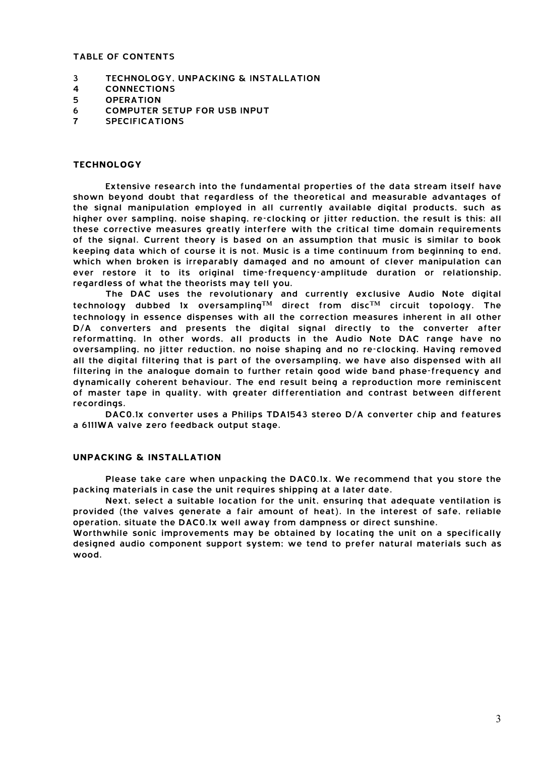## TABLE OF CONTENTS

| | |
|---|---|
| 3 | TECHNOLOGY, UNPACKING & INSTALLATION |
| 4 | CONNECTIONS |
| 5 | OPERATION |
| 6 | COMPUTER SETUP FOR USB INPUT |
| 7 | SPECIFICATIONS |

## TECHNOLOGY

Extensive research into the fundamental properties of the data stream itself have shown beyond doubt that regardless of the theoretical and measurable advantages of the signal manipulation employed in all currently available digital products, such as higher over sampling, noise shaping, re-clocking or jitter reduction, the result is this: all these corrective measures greatly interfere with the critical time domain requirements of the signal. Current theory is based on an assumption that music is similar to book keeping data which of course it is not. Music is a time continuum from beginning to end, which when broken is irreparably damaged and no amount of clever manipulation can ever restore it to its original time-frequency-amplitude duration or relationship, regardless of what the theorists may tell you.

The DAC uses the revolutionary and currently exclusive Audio Note digital technology dubbed 1x oversampling™ direct from disc™ circuit topology. The technology in essence dispenses with all the correction measures inherent in all other D/A converters and presents the digital signal directly to the converter after reformatting. In other words, all products in the Audio Note DAC range have no oversampling, no jitter reduction, no noise shaping and no re-clocking. Having removed all the digital filtering that is part of the oversampling, we have also dispensed with all filtering in the analogue domain to further retain good wide band phase-frequency and dynamically coherent behaviour. The end result being a reproduction more reminiscent of master tape in quality, with greater differentiation and contrast between different recordings.

DAC0.1x converter uses a Philips TDA1543 stereo D/A converter chip and features a 6111WA valve zero feedback output stage.

## UNPACKING & INSTALLATION

Please take care when unpacking the DAC0.1x. We recommend that you store the packing materials in case the unit requires shipping at a later date.

Next, select a suitable location for the unit, ensuring that adequate ventilation is provided (the valves generate a fair amount of heat). In the interest of safe, reliable operation, situate the DAC0.1x well away from dampness or direct sunshine.

Worthwhile sonic improvements may be obtained by locating the unit on a specifically designed audio component support system; we tend to prefer natural materials such as wood.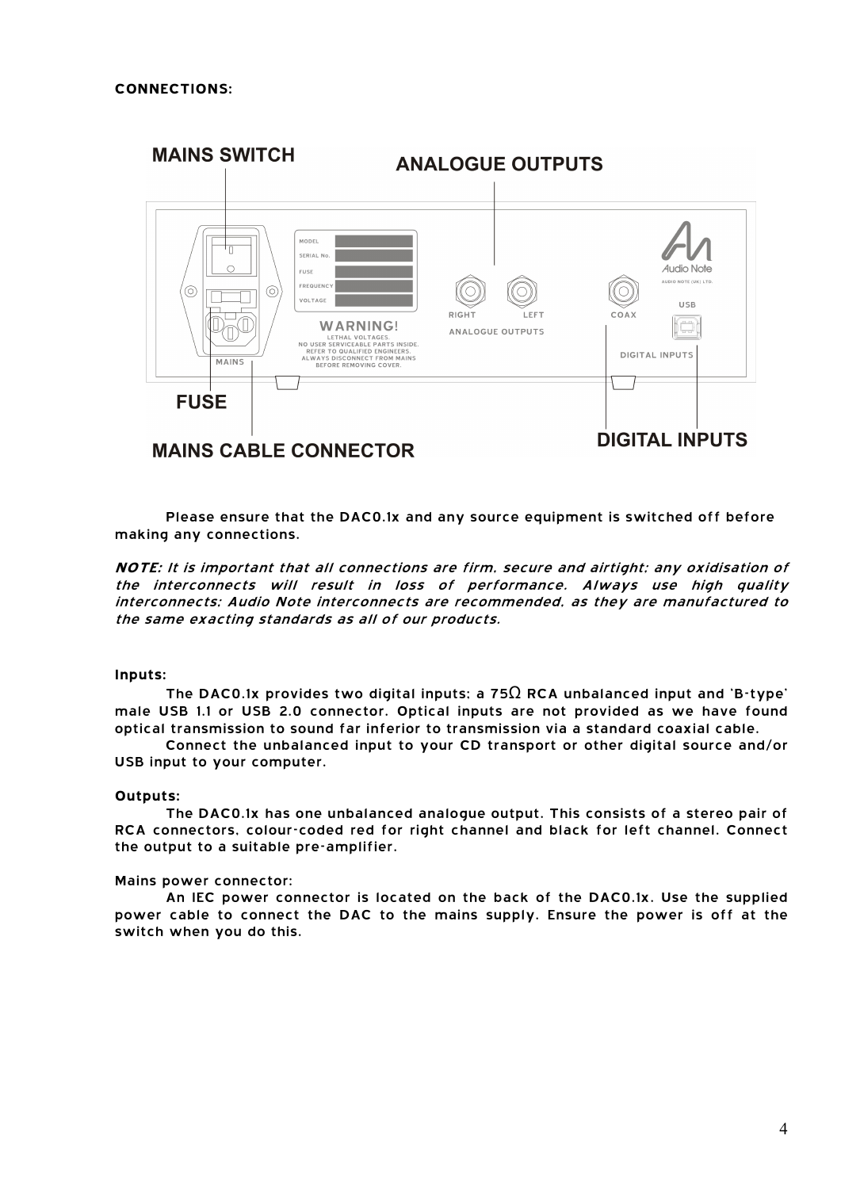**CONNECTIONS:**

MAINS SWITCH

ANALOGUE OUTPUTS

FUSE

MAINS CABLE CONNECTOR

DIGITAL INPUTS

Please ensure that the DAC0.1x and any source equipment is switched off before making any connections.

***NOTE:*** *It is important that all connections are firm, secure and airtight; any oxidisation of the interconnects will result in loss of performance. Always use high quality interconnects; Audio Note interconnects are recommended, as they are manufactured to the same exacting standards as all of our products.*

**Inputs:**

The DAC0.1x provides two digital inputs; a 75Ω RCA unbalanced input and 'B-type' male USB 1.1 or USB 2.0 connector. Optical inputs are not provided as we have found optical transmission to sound far inferior to transmission via a standard coaxial cable.

Connect the unbalanced input to your CD transport or other digital source and/or USB input to your computer.

**Outputs:**

The DAC0.1x has one unbalanced analogue output. This consists of a stereo pair of RCA connectors, colour-coded red for right channel and black for left channel. Connect the output to a suitable pre-amplifier.

Mains power connector:

An IEC power connector is located on the back of the DAC0.1x. Use the supplied power cable to connect the DAC to the mains supply. Ensure the power is off at the switch when you do this.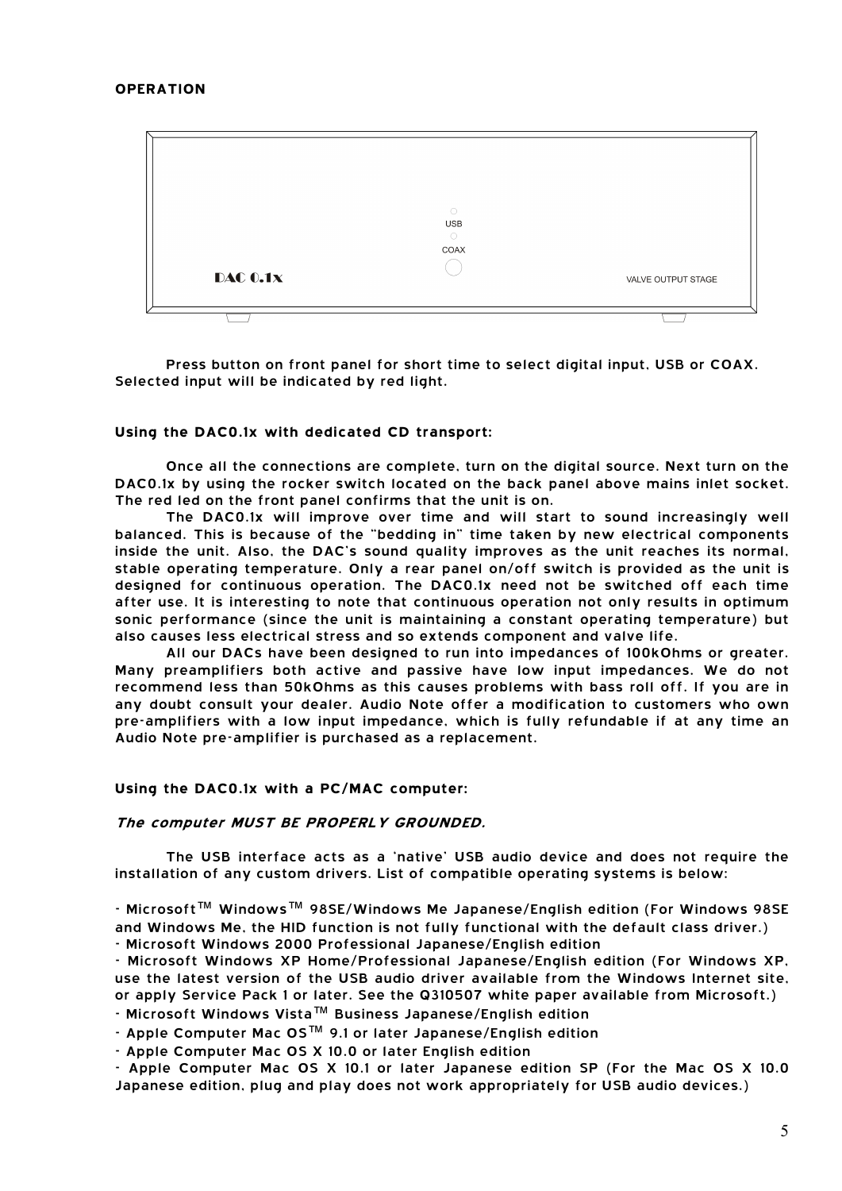**OPERATION**

Press button on front panel for short time to select digital input, USB or COAX. Selected input will be indicated by red light.

**Using the DAC0.1x with dedicated CD transport:**

Once all the connections are complete, turn on the digital source. Next turn on the DAC0.1x by using the rocker switch located on the back panel above mains inlet socket. The red led on the front panel confirms that the unit is on.

The DAC0.1x will improve over time and will start to sound increasingly well balanced. This is because of the "bedding in" time taken by new electrical components inside the unit. Also, the DAC's sound quality improves as the unit reaches its normal, stable operating temperature. Only a rear panel on/off switch is provided as the unit is designed for continuous operation. The DAC0.1x need not be switched off each time after use. It is interesting to note that continuous operation not only results in optimum sonic performance (since the unit is maintaining a constant operating temperature) but also causes less electrical stress and so extends component and valve life.

All our DACs have been designed to run into impedances of 100kOhms or greater. Many preamplifiers both active and passive have low input impedances. We do not recommend less than 50kOhms as this causes problems with bass roll off. If you are in any doubt consult your dealer. Audio Note offer a modification to customers who own pre-amplifiers with a low input impedance, which is fully refundable if at any time an Audio Note pre-amplifier is purchased as a replacement.

**Using the DAC0.1x with a PC/MAC computer:**

***The computer MUST BE PROPERLY GROUNDED.***

The USB interface acts as a 'native' USB audio device and does not require the installation of any custom drivers. List of compatible operating systems is below:

- Microsoft™ Windows™ 98SE/Windows Me Japanese/English edition (For Windows 98SE and Windows Me, the HID function is not fully functional with the default class driver.)
- Microsoft Windows 2000 Professional Japanese/English edition
- Microsoft Windows XP Home/Professional Japanese/English edition (For Windows XP, use the latest version of the USB audio driver available from the Windows Internet site, or apply Service Pack 1 or later. See the Q310507 white paper available from Microsoft.)
- Microsoft Windows Vista™ Business Japanese/English edition
- Apple Computer Mac OS™ 9.1 or later Japanese/English edition
- Apple Computer Mac OS X 10.0 or later English edition
- Apple Computer Mac OS X 10.1 or later Japanese edition SP (For the Mac OS X 10.0 Japanese edition, plug and play does not work appropriately for USB audio devices.)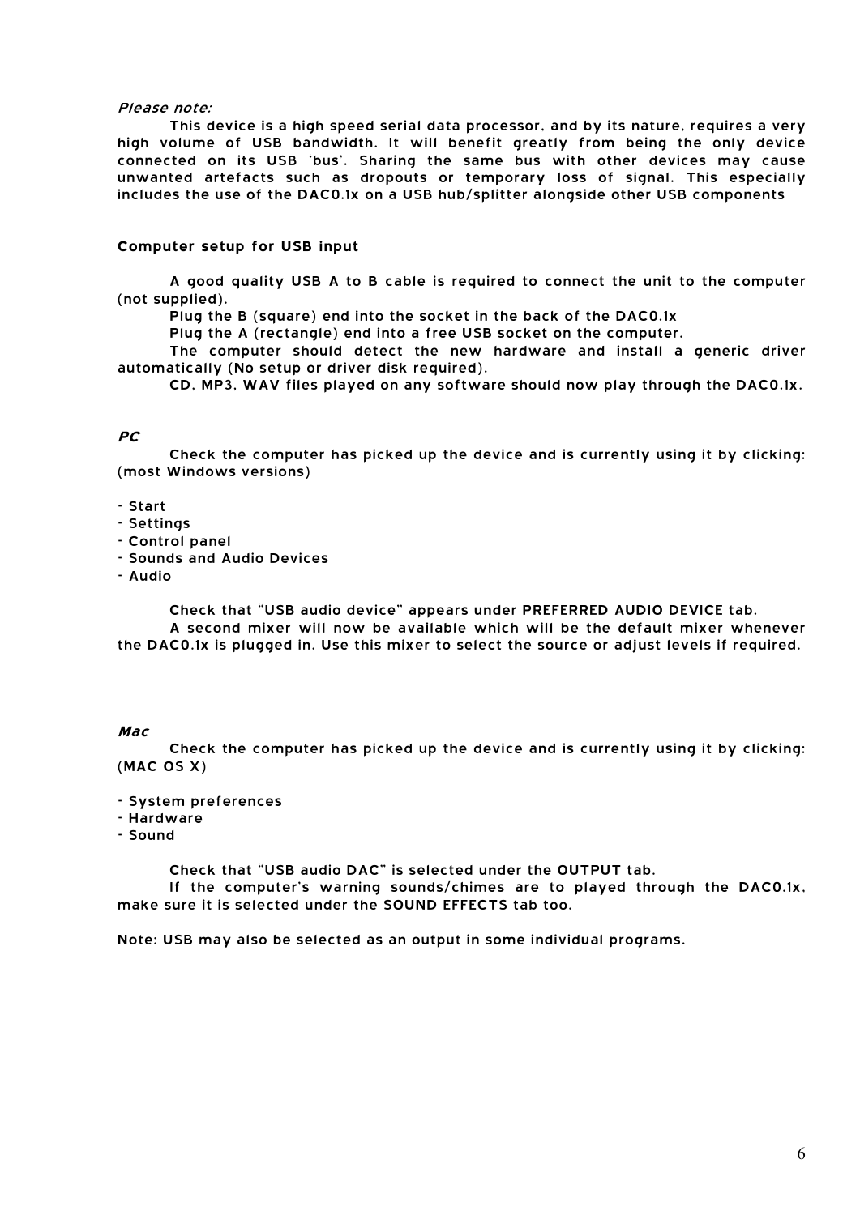*Please note:*

This device is a high speed serial data processor, and by its nature, requires a very high volume of USB bandwidth. It will benefit greatly from being the only device connected on its USB 'bus'. Sharing the same bus with other devices may cause unwanted artefacts such as dropouts or temporary loss of signal. This especially includes the use of the DAC0.1x on a USB hub/splitter alongside other USB components

**Computer setup for USB input**

A good quality USB A to B cable is required to connect the unit to the computer (not supplied).

Plug the B (square) end into the socket in the back of the DAC0.1x

Plug the A (rectangle) end into a free USB socket on the computer.

The computer should detect the new hardware and install a generic driver automatically (No setup or driver disk required).

CD, MP3, WAV files played on any software should now play through the DAC0.1x.

***PC***

Check the computer has picked up the device and is currently using it by clicking: (most Windows versions)

- Start
- Settings
- Control panel
- Sounds and Audio Devices
- Audio

Check that "USB audio device" appears under PREFERRED AUDIO DEVICE tab.

A second mixer will now be available which will be the default mixer whenever the DAC0.1x is plugged in. Use this mixer to select the source or adjust levels if required.

***Mac***

Check the computer has picked up the device and is currently using it by clicking: (MAC OS X)

- System preferences
- Hardware
- Sound

Check that "USB audio DAC" is selected under the OUTPUT tab.

If the computer's warning sounds/chimes are to played through the DAC0.1x, make sure it is selected under the SOUND EFFECTS tab too.

Note: USB may also be selected as an output in some individual programs.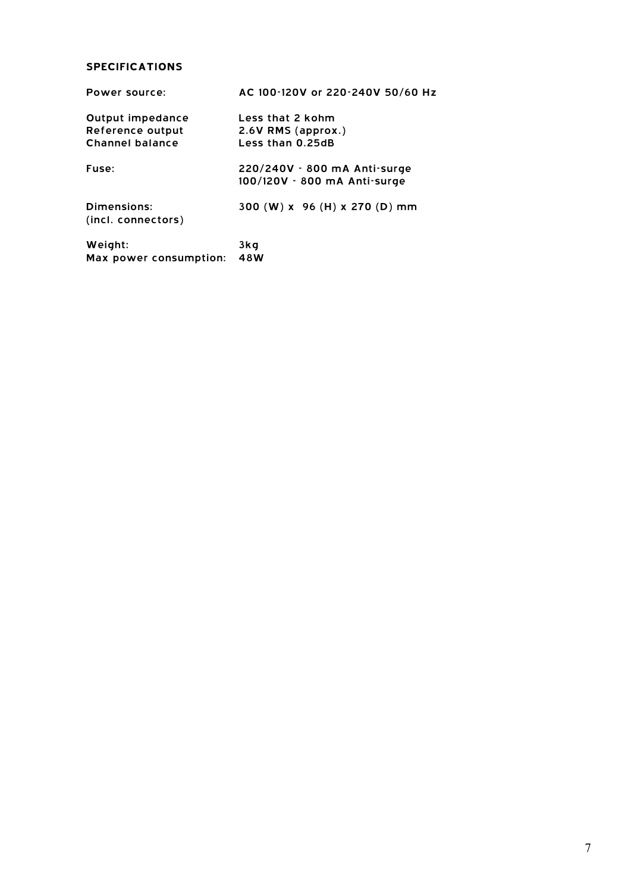## SPECIFICATIONS

| | |
|---|---|
| Power source: | AC 100-120V or 220-240V 50/60 Hz |
| Output impedance | Less that 2 kohm |
| Reference output | 2.6V RMS (approx.) |
| Channel balance | Less than 0.25dB |
| Fuse: | 220/240V - 800 mA Anti-surge<br>100/120V - 800 mA Anti-surge |
| Dimensions:<br>(incl. connectors) | 300 (W) x 96 (H) x 270 (D) mm |
| Weight: | 3kg |
| Max power consumption: | 48W |